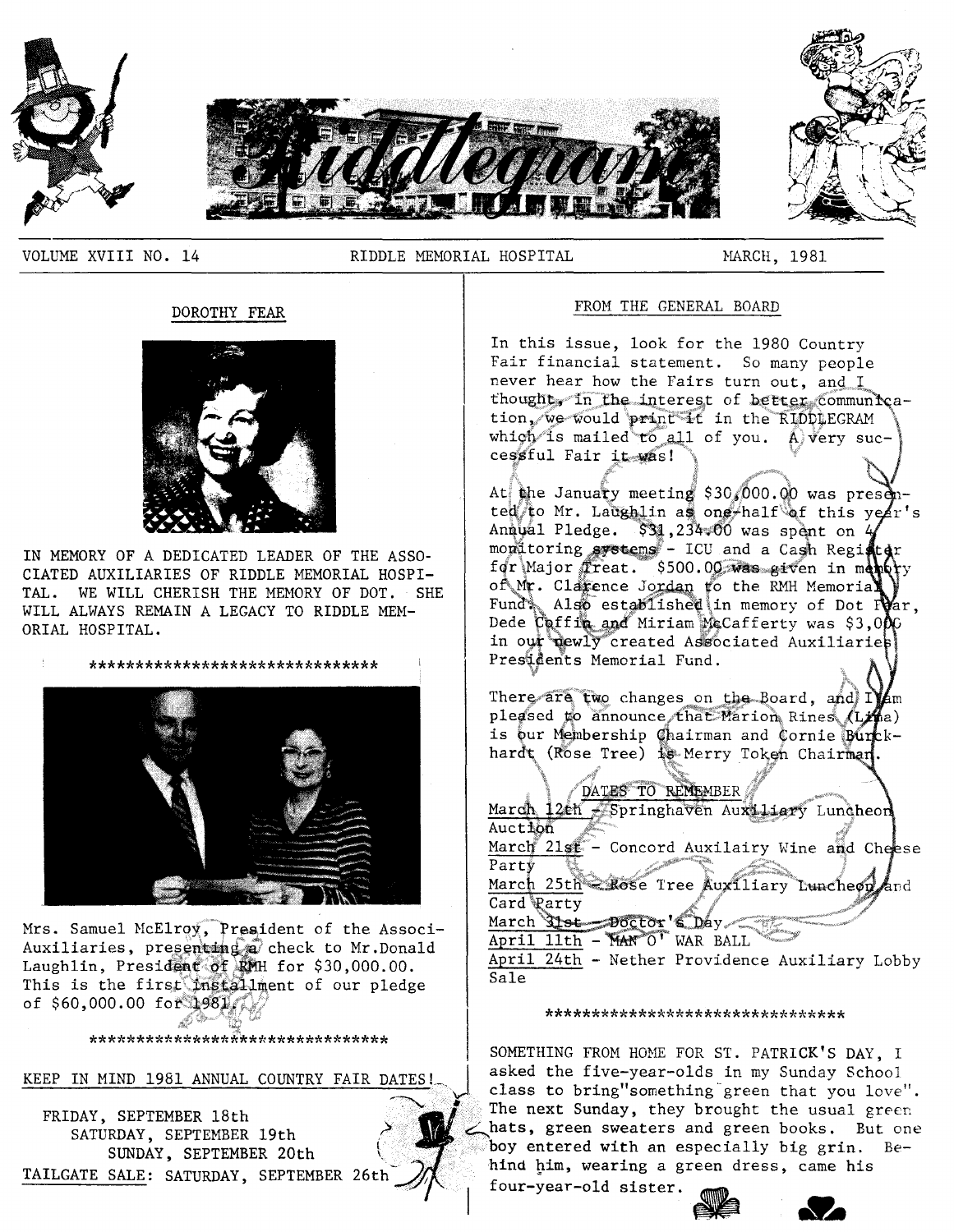# Riddlegram

VOLUME XVIII NO. 14 RIDDLE MEMORIAL HOSPITAL MARCH, 1981

## DOROTHY FEAR

IN MEMORY OF A DEDICATED LEADER OF THE ASSOCIATED AUXILIARIES OF RIDDLE MEMORIAL HOSPITAL. WE WILL CHERISH THE MEMORY OF DOT. SHE WILL ALWAYS REMAIN A LEGACY TO RIDDLE MEMORIAL HOSPITAL.

*******************************

Mrs. Samuel McElroy, President of the Associ-Auxiliaries, presenting a check to Mr.Donald Laughlin, President of RMH for $30,000.00. This is the first installment of our pledge of $60,000.00 for 1981.

*******************************

KEEP IN MIND 1981 ANNUAL COUNTRY FAIR DATES!

FRIDAY, SEPTEMBER 18th
SATURDAY, SEPTEMBER 19th
SUNDAY, SEPTEMBER 20th
TAILGATE SALE: SATURDAY, SEPTEMBER 26th

## FROM THE GENERAL BOARD

In this issue, look for the 1980 Country Fair financial statement. So many people never hear how the Fairs turn out, and I thought, in the interest of better communication, we would print it in the RIDDLEGRAM which is mailed to all of you. A very successful Fair it was!

At the January meeting $30,000.00 was presented to Mr. Laughlin as one-half of this year's Annual Pledge. $31,234.00 was spent on 4 monitoring systems - ICU and a Cash Register for Major Treat. $500.00 was given in memory of Mr. Clarence Jordan to the RMH Memorial Fund. Also established in memory of Dot Fear, Dede Coffin and Miriam McCafferty was $3,000 in our newly created Associated Auxiliaries Presidents Memorial Fund.

There are two changes on the Board, and I am pleased to announce that Marion Rines (Lima) is our Membership Chairman and Cornie Burckhardt (Rose Tree) is Merry Token Chairman.

### DATES TO REMEMBER

March 12th - Springhaven Auxiliary Luncheon Auction
March 21st - Concord Auxilairy Wine and Cheese Party
March 25th - Rose Tree Auxiliary Luncheon and Card Party
March 31st - Doctor's Day
April 11th - MAN O' WAR BALL
April 24th - Nether Providence Auxiliary Lobby Sale

*******************************

SOMETHING FROM HOME FOR ST. PATRICK'S DAY, I asked the five-year-olds in my Sunday School class to bring"something green that you love". The next Sunday, they brought the usual green hats, green sweaters and green books. But one boy entered with an especially big grin. Behind him, wearing a green dress, came his four-year-old sister.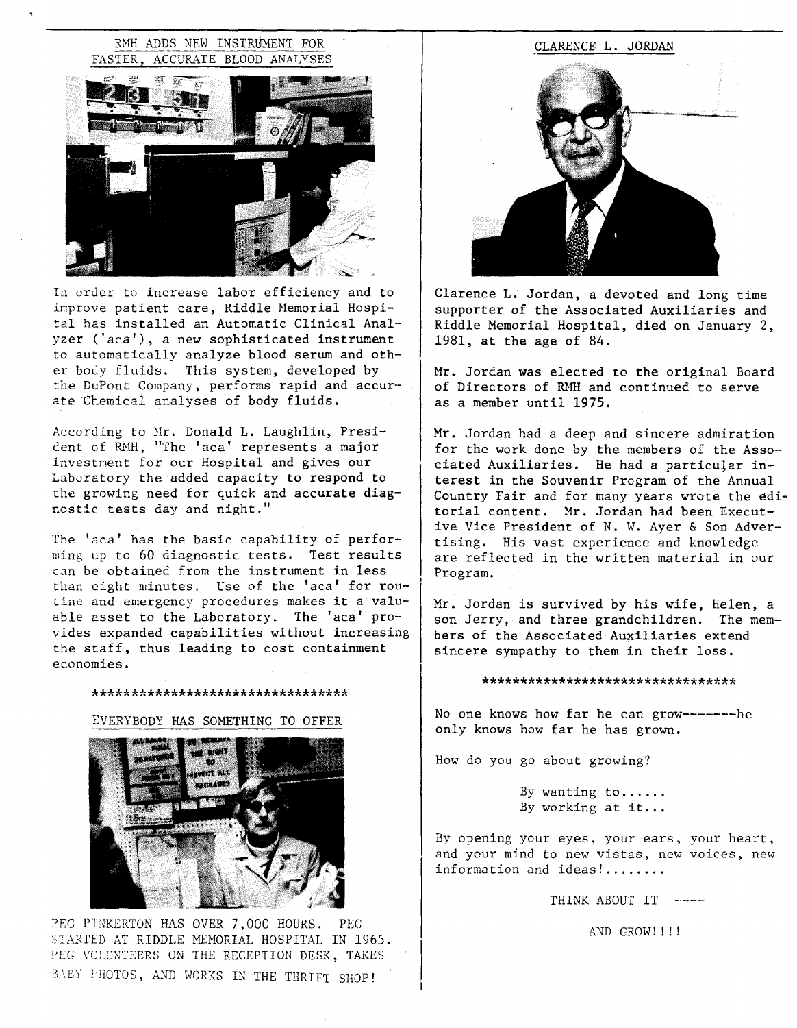## RMH ADDS NEW INSTRUMENT FOR FASTER, ACCURATE BLOOD ANALYSES

In order to increase labor efficiency and to improve patient care, Riddle Memorial Hospital has installed an Automatic Clinical Analyzer ('aca'), a new sophisticated instrument to automatically analyze blood serum and other body fluids. This system, developed by the DuPont Company, performs rapid and accurate Chemical analyses of body fluids.

According to Mr. Donald L. Laughlin, President of RMH, "The 'aca' represents a major investment for our Hospital and gives our Laboratory the added capacity to respond to the growing need for quick and accurate diagnostic tests day and night."

The 'aca' has the basic capability of performing up to 60 diagnostic tests. Test results can be obtained from the instrument in less than eight minutes. Use of the 'aca' for routine and emergency procedures makes it a valuable asset to the Laboratory. The 'aca' provides expanded capabilities without increasing the staff, thus leading to cost containment economies.

*********************************

## EVERYBODY HAS SOMETHING TO OFFER

PEG PINKERTON HAS OVER 7,000 HOURS. PEG STARTED AT RIDDLE MEMORIAL HOSPITAL IN 1965. PEG VOLUNTEERS ON THE RECEPTION DESK, TAKES BABY PHOTOS, AND WORKS IN THE THRIFT SHOP!

## CLARENCE L. JORDAN

Clarence L. Jordan, a devoted and long time supporter of the Associated Auxiliaries and Riddle Memorial Hospital, died on January 2, 1981, at the age of 84.

Mr. Jordan was elected to the original Board of Directors of RMH and continued to serve as a member until 1975.

Mr. Jordan had a deep and sincere admiration for the work done by the members of the Associated Auxiliaries. He had a particular interest in the Souvenir Program of the Annual Country Fair and for many years wrote the editorial content. Mr. Jordan had been Executive Vice President of N. W. Ayer & Son Advertising. His vast experience and knowledge are reflected in the written material in our Program.

Mr. Jordan is survived by his wife, Helen, a son Jerry, and three grandchildren. The members of the Associated Auxiliaries extend sincere sympathy to them in their loss.

*********************************

No one knows how far he can grow-------he only knows how far he has grown.

How do you go about growing?

By wanting to......
By working at it...

By opening your eyes, your ears, your heart, and your mind to new vistas, new voices, new information and ideas!........

THINK ABOUT IT ----

AND GROW!!!!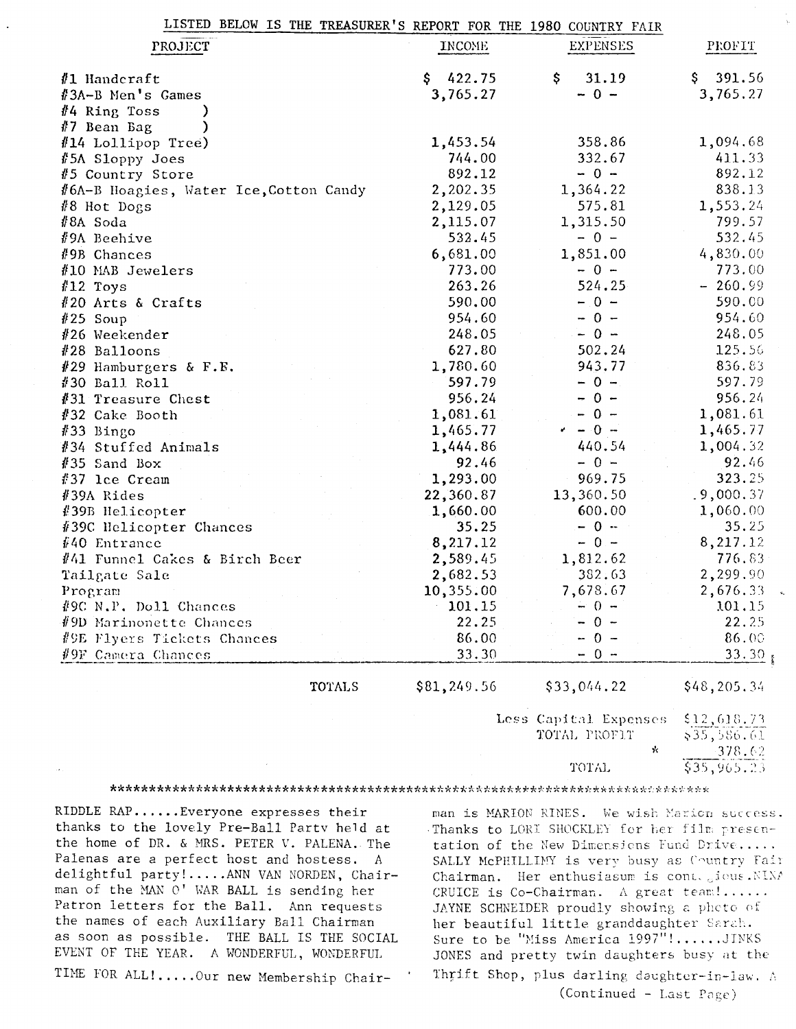LISTED BELOW IS THE TREASURER'S REPORT FOR THE 1980 COUNTRY FAIR

| PROJECT | INCOME | EXPENSES | PROFIT |
|---|---|---|---|
| #1 Handcraft | $ 422.75 | $ 31.19 | $ 391.56 |
| #3A-B Men's Games | 3,765.27 | - 0 - | 3,765.27 |
| #4 Ring Toss ) | | | |
| #7 Bean Bag ) | | | |
| #14 Lollipop Tree) | 1,453.54 | 358.86 | 1,094.68 |
| #5A Sloppy Joes | 744.00 | 332.67 | 411.33 |
| #5 Country Store | 892.12 | - 0 - | 892.12 |
| #6A-B Hoagies, Water Ice, Cotton Candy | 2,202.35 | 1,364.22 | 838.13 |
| #8 Hot Dogs | 2,129.05 | 575.81 | 1,553.24 |
| #8A Soda | 2,115.07 | 1,315.50 | 799.57 |
| #9A Beehive | 532.45 | - 0 - | 532.45 |
| #9B Chances | 6,681.00 | 1,851.00 | 4,830.00 |
| #10 MAB Jewelers | 773.00 | - 0 - | 773.00 |
| #12 Toys | 263.26 | 524.25 | - 260.99 |
| #20 Arts & Crafts | 590.00 | - 0 - | 590.00 |
| #25 Soup | 954.60 | - 0 - | 954.60 |
| #26 Weekender | 248.05 | - 0 - | 248.05 |
| #28 Balloons | 627.80 | 502.24 | 125.56 |
| #29 Hamburgers & F.F. | 1,780.60 | 943.77 | 836.83 |
| #30 Ball Roll | 597.79 | - 0 - | 597.79 |
| #31 Treasure Chest | 956.24 | - 0 - | 956.24 |
| #32 Cake Booth | 1,081.61 | - 0 - | 1,081.61 |
| #33 Bingo | 1,465.77 | - 0 - | 1,465.77 |
| #34 Stuffed Animals | 1,444.86 | 440.54 | 1,004.32 |
| #35 Sand Box | 92.46 | - 0 - | 92.46 |
| #37 Ice Cream | 1,293.00 | 969.75 | 323.25 |
| #39A Rides | 22,360.87 | 13,360.50 | 9,000.37 |
| #39B Helicopter | 1,660.00 | 600.00 | 1,060.00 |
| #39C Helicopter Chances | 35.25 | - 0 - | 35.25 |
| #40 Entrance | 8,217.12 | - 0 - | 8,217.12 |
| #41 Funnel Cakes & Birch Beer | 2,589.45 | 1,812.62 | 776.83 |
| Tailgate Sale | 2,682.53 | 382.63 | 2,299.90 |
| Program | 10,355.00 | 7,678.67 | 2,676.33 |
| #9C N.P. Doll Chances | 101.15 | - 0 - | 101.15 |
| #9D Marinonette Chances | 22.25 | - 0 - | 22.25 |
| #9E Flyers Tickets Chances | 86.00 | - 0 - | 86.00 |
| #9F Camera Chances | 33.30 | - 0 - | 33.30 |
| TOTALS | $81,249.56 | $33,044.22 | $48,205.34 |

| | |
|---|---|
| Less Capital Expenses | $12,618.73 |
| TOTAL PROFIT | $35,586.61 |
| * | 378.62 |
| TOTAL | $35,965.23 |

*************************************************************************

RIDDLE RAP......Everyone expresses their thanks to the lovely Pre-Ball Party held at the home of DR. & MRS. PETER V. PALENA. The Palenas are a perfect host and hostess. A delightful party!.....ANN VAN NORDEN, Chairman of the MAN O' WAR BALL is sending her Patron letters for the Ball. Ann requests the names of each Auxiliary Ball Chairman as soon as possible. THE BALL IS THE SOCIAL EVENT OF THE YEAR. A WONDERFUL, WONDERFUL TIME FOR ALL!.....Our new Membership Chairman is MARION RINES. We wish Marion success. Thanks to LORI SHOCKLEY for her film presentation of the New Dimensions Fund Drive..... SALLY McPHILLIMY is very busy as Country Fair Chairman. Her enthusiasum is contagious.NINA CRUICE is Co-Chairman. A great team!...... JAYNE SCHNEIDER proudly showing a photo of her beautiful little granddaughter Sarah. Sure to be "Miss America 1997"!......JINKS JONES and pretty twin daughters busy at the Thrift Shop, plus darling daughter-in-law. A

(Continued - Last Page)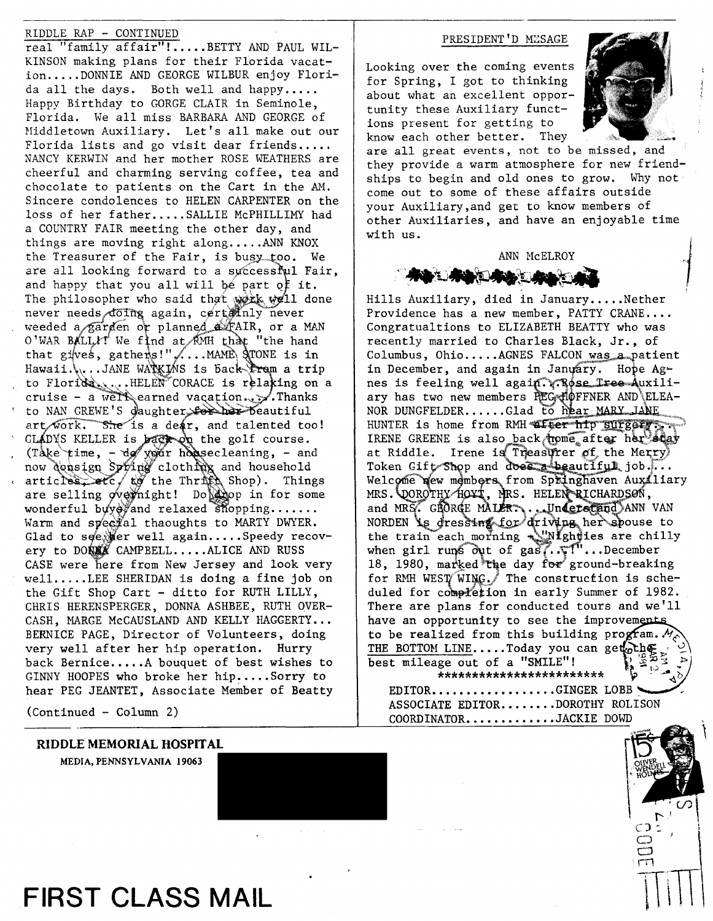RIDDLE RAP - CONTINUED

real "family affair"!.....BETTY AND PAUL WILKINSON making plans for their Florida vacation.....DONNIE AND GEORGE WILBUR enjoy Florida all the days. Both well and happy..... Happy Birthday to GORGE CLAIR in Seminole, Florida. We all miss BARBARA AND GEORGE of Middletown Auxiliary. Let's all make out our Florida lists and go visit dear friends..... NANCY KERWIN and her mother ROSE WEATHERS are cheerful and charming serving coffee, tea and chocolate to patients on the Cart in the AM. Sincere condolences to HELEN CARPENTER on the loss of her father.....SALLIE McPHILLIMY had a COUNTRY FAIR meeting the other day, and things are moving right along.....ANN KNOX the Treasurer of the Fair, is busy too. We are all looking forward to a successful Fair, and happy that you all will be part of it. The philosopher who said that work well done never needs doing again, certainly never weeded a garden or planned a FAIR, or a MAN O'WAR BALL!! We find at RMH that "the hand that gives, gathers!".....MAME STONE is in Hawaii.....JANE WATKINS is back from a trip to Florida.....HELEN CORACE is relaking on a cruise - a well earned vacation.....Thanks to NAN GREWE'S daughter for her beautiful art work. She is a dear, and talented too! GLADYS KELLER is back on the golf course. (Take time, - do your housecleaning, - and now consign Spring clothing and household articles, etc. to the Thrift Shop). Things are selling overnight! Do drop in for some wonderful buys and relaxed shopping....... Warm and special thaoughts to MARTY DWYER. Glad to see her well again.....Speedy recovery to DONNA CAMPBELL.....ALICE AND RUSS CASE were here from New Jersey and look very well.....LEE SHERIDAN is doing a fine job on the Gift Shop Cart - ditto for RUTH LILLY, CHRIS HERENSPERGER, DONNA ASHBEE, RUTH OVERCASH, MARGE McCAUSLAND AND KELLY HAGGERTY... BERNICE PAGE, Director of Volunteers, doing very well after her hip operation. Hurry back Bernice.....A bouquet of best wishes to GINNY HOOPES who broke her hip.....Sorry to hear PEG JEANTET, Associate Member of Beatty Hills Auxiliary, died in January.....Nether Providence has a new member, PATTY CRANE.... Congratualtions to ELIZABETH BEATTY who was recently married to Charles Black, Jr., of Columbus, Ohio.....AGNES FALCON was a patient in December, and again in January. Hope Agnes is feeling well again..Rose Tree Auxiliary has two new members PEG HOFFNER AND ELEANOR DUNGFELDER......Glad to hear MARY JANE HUNTER is home from RMH after hip surgery... IRENE GREENE is also back home after her stay at Riddle. Irene is Treasurer of the Merry Token Gift Shop and does a beautiful job.... Welcome new members from Springhaven Auxiliary MRS. DOROTHY HOYT, MRS. HELEN RICHARDSON, and MRS. GEORGE MAIER.....Understand ANN VAN NORDEN is dressing for driving her spouse to the train each morning - "Nighties are chilly when girl runs out of gas...!"...December 18, 1980, marked the day for ground-breaking for RMH WEST WING. The construction is scheduled for completion in early Summer of 1982. There are plans for conducted tours and we'll have an opportunity to see the improvements to be realized from this building program. THE BOTTOM LINE.....Today you can get the best mileage out of a "SMILE"!

## PRESIDENT'D MESAGE

Looking over the coming events for Spring, I got to thinking about what an excellent opportunity these Auxiliary functions present for getting to know each other better. They are all great events, not to be missed, and they provide a warm atmosphere for new friendships to begin and old ones to grow. Why not come out to some of these affairs outside your Auxiliary, and get to know members of other Auxiliaries, and have an enjoyable time with us.

ANN McELROY

************************

EDITOR.................GINGER LOBB
ASSOCIATE EDITOR........DOROTHY ROLISON
COORDINATOR.............JACKIE DOWD

**RIDDLE MEMORIAL HOSPITAL**
MEDIA, PENNSYLVANIA 19063

# FIRST CLASS MAIL